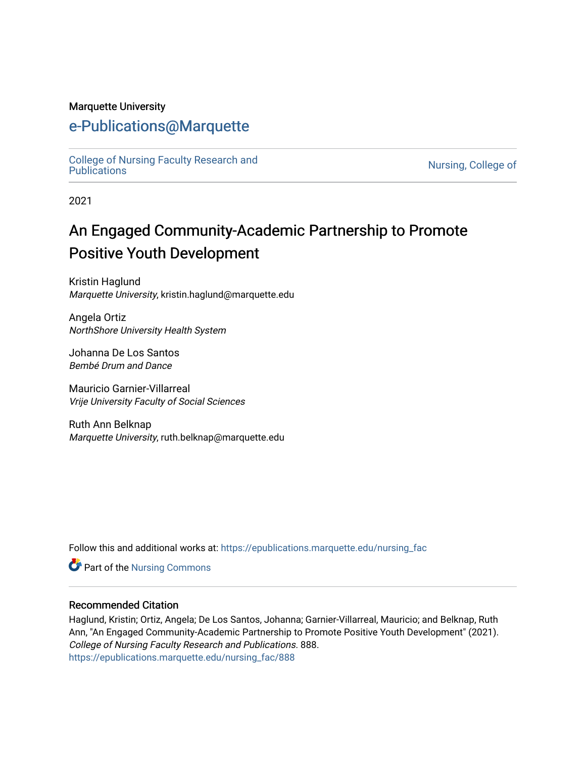Marquette University

# e-Publications@Marquette

College of Nursing Faculty Research and Publications | Nursing, College of

2021

# An Engaged Community-Academic Partnership to Promote Positive Youth Development

Kristin Haglund
*Marquette University*, kristin.haglund@marquette.edu

Angela Ortiz
*NorthShore University Health System*

Johanna De Los Santos
*Bembé Drum and Dance*

Mauricio Garnier-Villarreal
*Vrije University Faculty of Social Sciences*

Ruth Ann Belknap
*Marquette University*, ruth.belknap@marquette.edu

Follow this and additional works at: https://epublications.marquette.edu/nursing_fac

Part of the Nursing Commons

## Recommended Citation

Haglund, Kristin; Ortiz, Angela; De Los Santos, Johanna; Garnier-Villarreal, Mauricio; and Belknap, Ruth Ann, "An Engaged Community-Academic Partnership to Promote Positive Youth Development" (2021). *College of Nursing Faculty Research and Publications*. 888.
https://epublications.marquette.edu/nursing_fac/888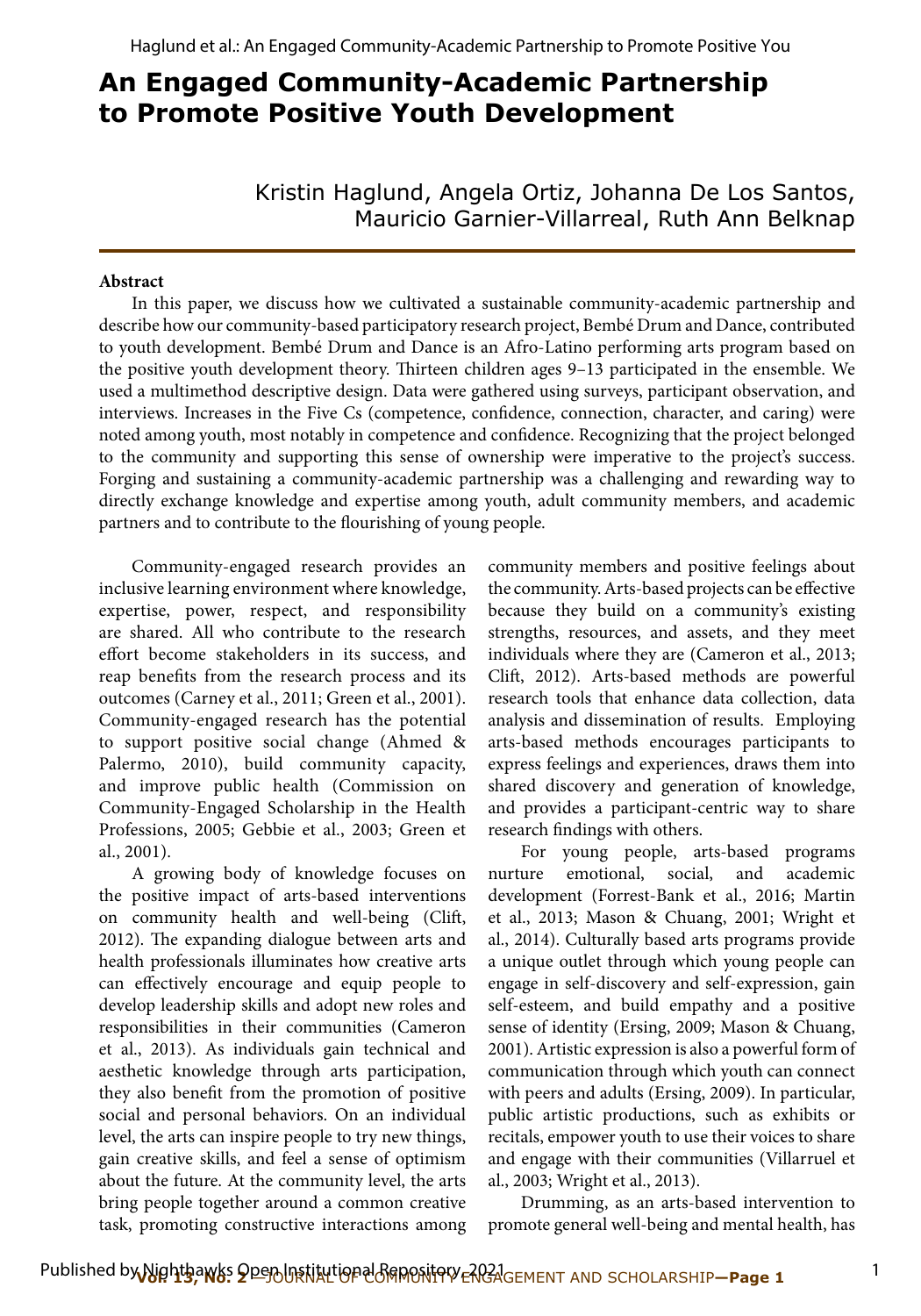# An Engaged Community-Academic Partnership to Promote Positive Youth Development

Kristin Haglund, Angela Ortiz, Johanna De Los Santos, Mauricio Garnier-Villarreal, Ruth Ann Belknap

**Abstract**

In this paper, we discuss how we cultivated a sustainable community-academic partnership and describe how our community-based participatory research project, Bembé Drum and Dance, contributed to youth development. Bembé Drum and Dance is an Afro-Latino performing arts program based on the positive youth development theory. Thirteen children ages 9–13 participated in the ensemble. We used a multimethod descriptive design. Data were gathered using surveys, participant observation, and interviews. Increases in the Five Cs (competence, confidence, connection, character, and caring) were noted among youth, most notably in competence and confidence. Recognizing that the project belonged to the community and supporting this sense of ownership were imperative to the project's success. Forging and sustaining a community-academic partnership was a challenging and rewarding way to directly exchange knowledge and expertise among youth, adult community members, and academic partners and to contribute to the flourishing of young people.

Community-engaged research provides an inclusive learning environment where knowledge, expertise, power, respect, and responsibility are shared. All who contribute to the research effort become stakeholders in its success, and reap benefits from the research process and its outcomes (Carney et al., 2011; Green et al., 2001). Community-engaged research has the potential to support positive social change (Ahmed & Palermo, 2010), build community capacity, and improve public health (Commission on Community-Engaged Scholarship in the Health Professions, 2005; Gebbie et al., 2003; Green et al., 2001).

A growing body of knowledge focuses on the positive impact of arts-based interventions on community health and well-being (Clift, 2012). The expanding dialogue between arts and health professionals illuminates how creative arts can effectively encourage and equip people to develop leadership skills and adopt new roles and responsibilities in their communities (Cameron et al., 2013). As individuals gain technical and aesthetic knowledge through arts participation, they also benefit from the promotion of positive social and personal behaviors. On an individual level, the arts can inspire people to try new things, gain creative skills, and feel a sense of optimism about the future. At the community level, the arts bring people together around a common creative task, promoting constructive interactions among community members and positive feelings about the community. Arts-based projects can be effective because they build on a community's existing strengths, resources, and assets, and they meet individuals where they are (Cameron et al., 2013; Clift, 2012). Arts-based methods are powerful research tools that enhance data collection, data analysis and dissemination of results. Employing arts-based methods encourages participants to express feelings and experiences, draws them into shared discovery and generation of knowledge, and provides a participant-centric way to share research findings with others.

For young people, arts-based programs nurture emotional, social, and academic development (Forrest-Bank et al., 2016; Martin et al., 2013; Mason & Chuang, 2001; Wright et al., 2014). Culturally based arts programs provide a unique outlet through which young people can engage in self-discovery and self-expression, gain self-esteem, and build empathy and a positive sense of identity (Ersing, 2009; Mason & Chuang, 2001). Artistic expression is also a powerful form of communication through which youth can connect with peers and adults (Ersing, 2009). In particular, public artistic productions, such as exhibits or recitals, empower youth to use their voices to share and engage with their communities (Villarruel et al., 2003; Wright et al., 2013).

Drumming, as an arts-based intervention to promote general well-being and mental health, has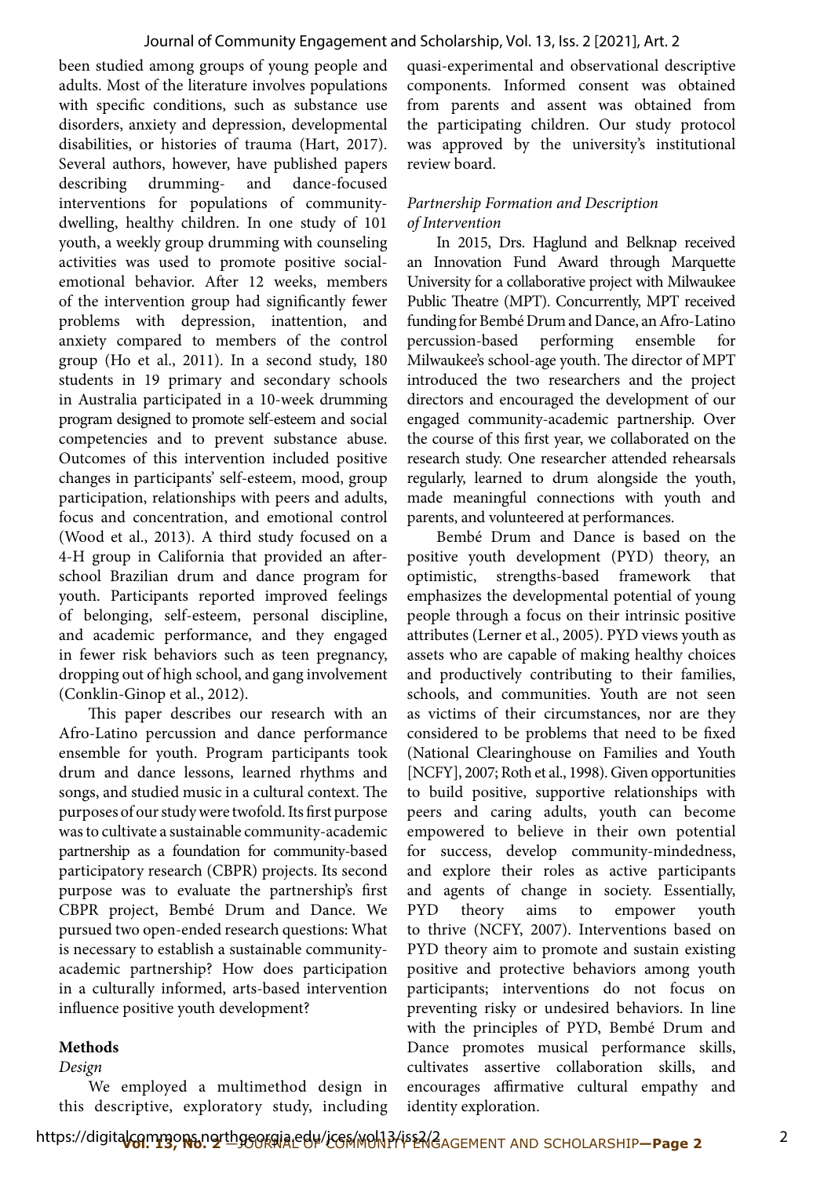been studied among groups of young people and adults. Most of the literature involves populations with specific conditions, such as substance use disorders, anxiety and depression, developmental disabilities, or histories of trauma (Hart, 2017). Several authors, however, have published papers describing drumming- and dance-focused interventions for populations of community-dwelling, healthy children. In one study of 101 youth, a weekly group drumming with counseling activities was used to promote positive social-emotional behavior. After 12 weeks, members of the intervention group had significantly fewer problems with depression, inattention, and anxiety compared to members of the control group (Ho et al., 2011). In a second study, 180 students in 19 primary and secondary schools in Australia participated in a 10-week drumming program designed to promote self-esteem and social competencies and to prevent substance abuse. Outcomes of this intervention included positive changes in participants' self-esteem, mood, group participation, relationships with peers and adults, focus and concentration, and emotional control (Wood et al., 2013). A third study focused on a 4-H group in California that provided an after-school Brazilian drum and dance program for youth. Participants reported improved feelings of belonging, self-esteem, personal discipline, and academic performance, and they engaged in fewer risk behaviors such as teen pregnancy, dropping out of high school, and gang involvement (Conklin-Ginop et al., 2012).

This paper describes our research with an Afro-Latino percussion and dance performance ensemble for youth. Program participants took drum and dance lessons, learned rhythms and songs, and studied music in a cultural context. The purposes of our study were twofold. Its first purpose was to cultivate a sustainable community-academic partnership as a foundation for community-based participatory research (CBPR) projects. Its second purpose was to evaluate the partnership's first CBPR project, Bembé Drum and Dance. We pursued two open-ended research questions: What is necessary to establish a sustainable community-academic partnership? How does participation in a culturally informed, arts-based intervention influence positive youth development?

## Methods

### *Design*

We employed a multimethod design in this descriptive, exploratory study, including quasi-experimental and observational descriptive components. Informed consent was obtained from parents and assent was obtained from the participating children. Our study protocol was approved by the university's institutional review board.

### *Partnership Formation and Description of Intervention*

In 2015, Drs. Haglund and Belknap received an Innovation Fund Award through Marquette University for a collaborative project with Milwaukee Public Theatre (MPT). Concurrently, MPT received funding for Bembé Drum and Dance, an Afro-Latino percussion-based performing ensemble for Milwaukee's school-age youth. The director of MPT introduced the two researchers and the project directors and encouraged the development of our engaged community-academic partnership. Over the course of this first year, we collaborated on the research study. One researcher attended rehearsals regularly, learned to drum alongside the youth, made meaningful connections with youth and parents, and volunteered at performances.

Bembé Drum and Dance is based on the positive youth development (PYD) theory, an optimistic, strengths-based framework that emphasizes the developmental potential of young people through a focus on their intrinsic positive attributes (Lerner et al., 2005). PYD views youth as assets who are capable of making healthy choices and productively contributing to their families, schools, and communities. Youth are not seen as victims of their circumstances, nor are they considered to be problems that need to be fixed (National Clearinghouse on Families and Youth [NCFY], 2007; Roth et al., 1998). Given opportunities to build positive, supportive relationships with peers and caring adults, youth can become empowered to believe in their own potential for success, develop community-mindedness, and explore their roles as active participants and agents of change in society. Essentially, PYD theory aims to empower youth to thrive (NCFY, 2007). Interventions based on PYD theory aim to promote and sustain existing positive and protective behaviors among youth participants; interventions do not focus on preventing risky or undesired behaviors. In line with the principles of PYD, Bembé Drum and Dance promotes musical performance skills, cultivates assertive collaboration skills, and encourages affirmative cultural empathy and identity exploration.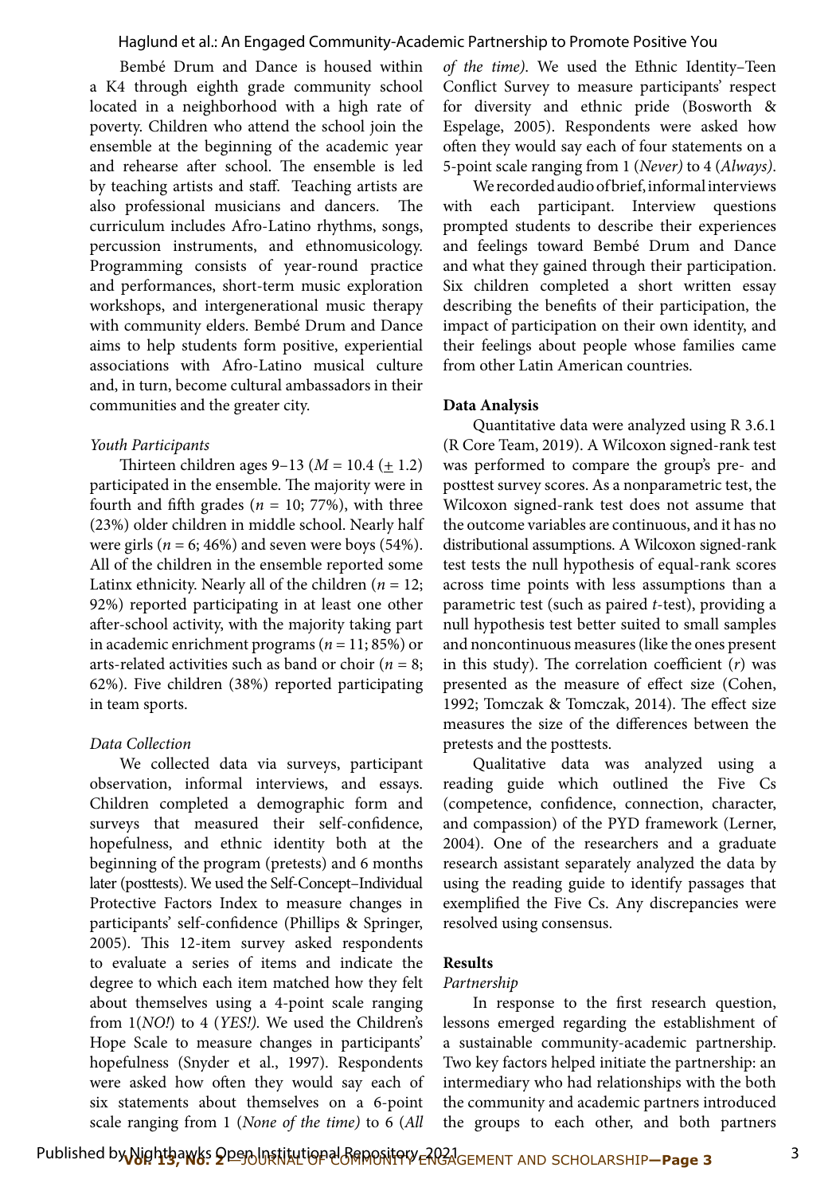Bembé Drum and Dance is housed within a K4 through eighth grade community school located in a neighborhood with a high rate of poverty. Children who attend the school join the ensemble at the beginning of the academic year and rehearse after school. The ensemble is led by teaching artists and staff. Teaching artists are also professional musicians and dancers. The curriculum includes Afro-Latino rhythms, songs, percussion instruments, and ethnomusicology. Programming consists of year-round practice and performances, short-term music exploration workshops, and intergenerational music therapy with community elders. Bembé Drum and Dance aims to help students form positive, experiential associations with Afro-Latino musical culture and, in turn, become cultural ambassadors in their communities and the greater city.

*Youth Participants*

Thirteen children ages 9–13 ($M$ = 10.4 ($\pm$ 1.2) participated in the ensemble. The majority were in fourth and fifth grades ($n$ = 10; 77%), with three (23%) older children in middle school. Nearly half were girls ($n$ = 6; 46%) and seven were boys (54%). All of the children in the ensemble reported some Latinx ethnicity. Nearly all of the children ($n$ = 12; 92%) reported participating in at least one other after-school activity, with the majority taking part in academic enrichment programs ($n$ = 11; 85%) or arts-related activities such as band or choir ($n$ = 8; 62%). Five children (38%) reported participating in team sports.

*Data Collection*

We collected data via surveys, participant observation, informal interviews, and essays. Children completed a demographic form and surveys that measured their self-confidence, hopefulness, and ethnic identity both at the beginning of the program (pretests) and 6 months later (posttests). We used the Self-Concept–Individual Protective Factors Index to measure changes in participants' self-confidence (Phillips & Springer, 2005). This 12-item survey asked respondents to evaluate a series of items and indicate the degree to which each item matched how they felt about themselves using a 4-point scale ranging from 1(*NO!*) to 4 (*YES!*). We used the Children's Hope Scale to measure changes in participants' hopefulness (Snyder et al., 1997). Respondents were asked how often they would say each of six statements about themselves on a 6-point scale ranging from 1 (*None of the time)* to 6 (*All of the time)*. We used the Ethnic Identity–Teen Conflict Survey to measure participants' respect for diversity and ethnic pride (Bosworth & Espelage, 2005). Respondents were asked how often they would say each of four statements on a 5-point scale ranging from 1 (*Never)* to 4 (*Always)*.

We recorded audio of brief, informal interviews with each participant. Interview questions prompted students to describe their experiences and feelings toward Bembé Drum and Dance and what they gained through their participation. Six children completed a short written essay describing the benefits of their participation, the impact of participation on their own identity, and their feelings about people whose families came from other Latin American countries.

**Data Analysis**

Quantitative data were analyzed using R 3.6.1 (R Core Team, 2019). A Wilcoxon signed-rank test was performed to compare the group's pre- and posttest survey scores. As a nonparametric test, the Wilcoxon signed-rank test does not assume that the outcome variables are continuous, and it has no distributional assumptions. A Wilcoxon signed-rank test tests the null hypothesis of equal-rank scores across time points with less assumptions than a parametric test (such as paired $t$-test), providing a null hypothesis test better suited to small samples and noncontinuous measures (like the ones present in this study). The correlation coefficient ($r$) was presented as the measure of effect size (Cohen, 1992; Tomczak & Tomczak, 2014). The effect size measures the size of the differences between the pretests and the posttests.

Qualitative data was analyzed using a reading guide which outlined the Five Cs (competence, confidence, connection, character, and compassion) of the PYD framework (Lerner, 2004). One of the researchers and a graduate research assistant separately analyzed the data by using the reading guide to identify passages that exemplified the Five Cs. Any discrepancies were resolved using consensus.

**Results**

*Partnership*

In response to the first research question, lessons emerged regarding the establishment of a sustainable community-academic partnership. Two key factors helped initiate the partnership: an intermediary who had relationships with the both the community and academic partners introduced the groups to each other, and both partners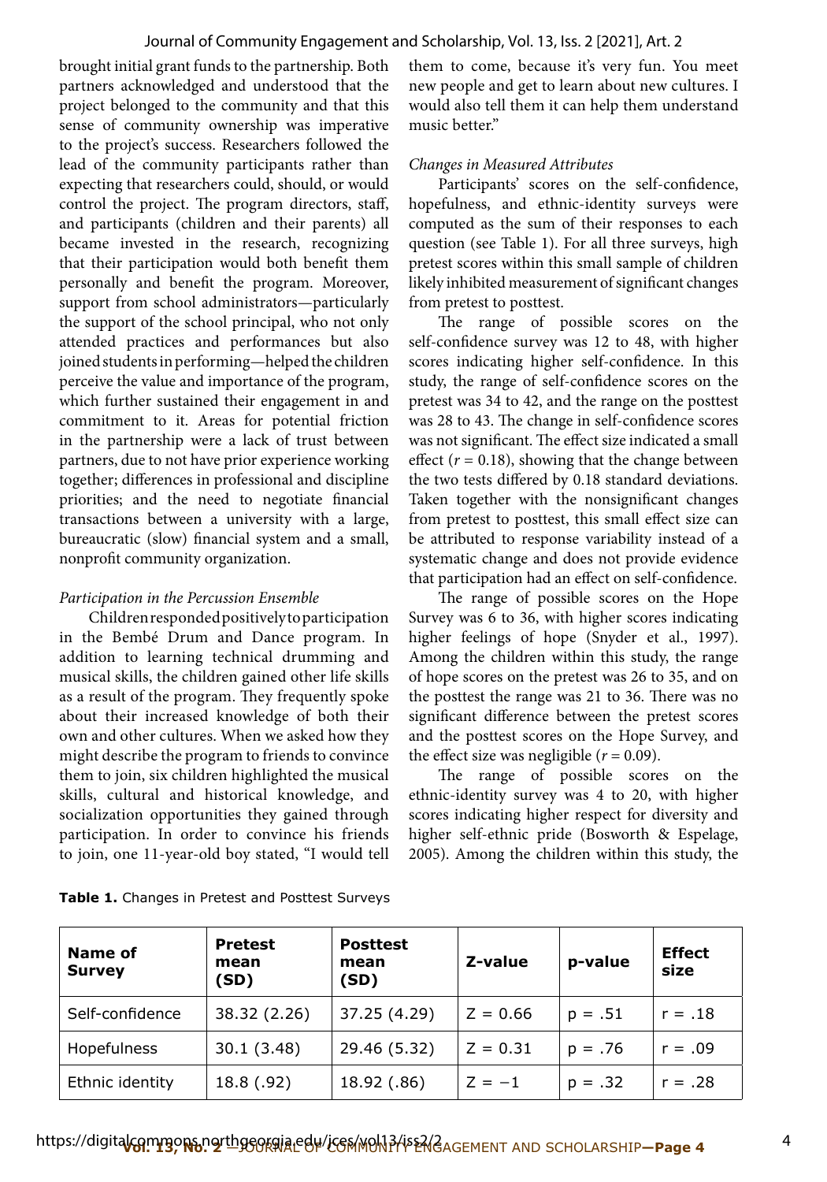brought initial grant funds to the partnership. Both partners acknowledged and understood that the project belonged to the community and that this sense of community ownership was imperative to the project's success. Researchers followed the lead of the community participants rather than expecting that researchers could, should, or would control the project. The program directors, staff, and participants (children and their parents) all became invested in the research, recognizing that their participation would both benefit them personally and benefit the program. Moreover, support from school administrators—particularly the support of the school principal, who not only attended practices and performances but also joined students in performing—helped the children perceive the value and importance of the program, which further sustained their engagement in and commitment to it. Areas for potential friction in the partnership were a lack of trust between partners, due to not have prior experience working together; differences in professional and discipline priorities; and the need to negotiate financial transactions between a university with a large, bureaucratic (slow) financial system and a small, nonprofit community organization.

*Participation in the Percussion Ensemble*

Children responded positively to participation in the Bembé Drum and Dance program. In addition to learning technical drumming and musical skills, the children gained other life skills as a result of the program. They frequently spoke about their increased knowledge of both their own and other cultures. When we asked how they might describe the program to friends to convince them to join, six children highlighted the musical skills, cultural and historical knowledge, and socialization opportunities they gained through participation. In order to convince his friends to join, one 11-year-old boy stated, "I would tell them to come, because it's very fun. You meet new people and get to learn about new cultures. I would also tell them it can help them understand music better."

*Changes in Measured Attributes*

Participants' scores on the self-confidence, hopefulness, and ethnic-identity surveys were computed as the sum of their responses to each question (see Table 1). For all three surveys, high pretest scores within this small sample of children likely inhibited measurement of significant changes from pretest to posttest.

The range of possible scores on the self-confidence survey was 12 to 48, with higher scores indicating higher self-confidence. In this study, the range of self-confidence scores on the pretest was 34 to 42, and the range on the posttest was 28 to 43. The change in self-confidence scores was not significant. The effect size indicated a small effect ($r = 0.18$), showing that the change between the two tests differed by 0.18 standard deviations. Taken together with the nonsignificant changes from pretest to posttest, this small effect size can be attributed to response variability instead of a systematic change and does not provide evidence that participation had an effect on self-confidence.

The range of possible scores on the Hope Survey was 6 to 36, with higher scores indicating higher feelings of hope (Snyder et al., 1997). Among the children within this study, the range of hope scores on the pretest was 26 to 35, and on the posttest the range was 21 to 36. There was no significant difference between the pretest scores and the posttest scores on the Hope Survey, and the effect size was negligible ($r = 0.09$).

The range of possible scores on the ethnic-identity survey was 4 to 20, with higher scores indicating higher respect for diversity and higher self-ethnic pride (Bosworth & Espelage, 2005). Among the children within this study, the

**Table 1.** Changes in Pretest and Posttest Surveys

| Name of Survey | Pretest mean (SD) | Posttest mean (SD) | Z-value | p-value | Effect size |
|---|---|---|---|---|---|
| Self-confidence | 38.32 (2.26) | 37.25 (4.29) | $Z = 0.66$ | $p = .51$ | $r = .18$ |
| Hopefulness | 30.1 (3.48) | 29.46 (5.32) | $Z = 0.31$ | $p = .76$ | $r = .09$ |
| Ethnic identity | 18.8 (.92) | 18.92 (.86) | $Z = -1$ | $p = .32$ | $r = .28$ |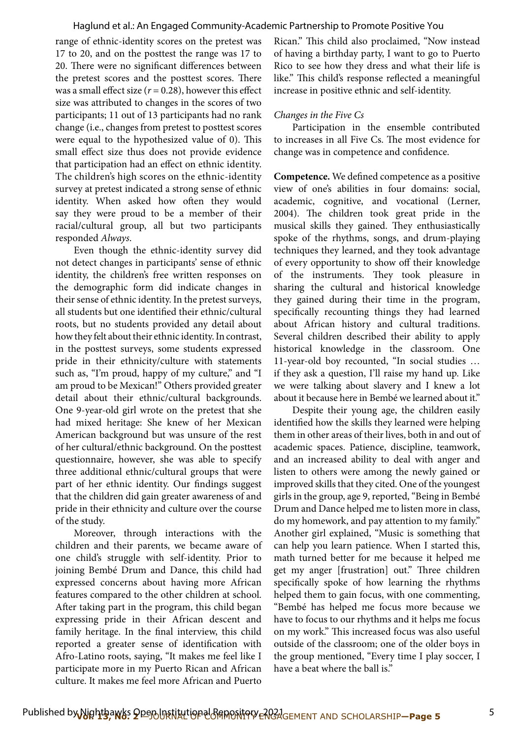range of ethnic-identity scores on the pretest was 17 to 20, and on the posttest the range was 17 to 20. There were no significant differences between the pretest scores and the posttest scores. There was a small effect size ($r = 0.28$), however this effect size was attributed to changes in the scores of two participants; 11 out of 13 participants had no rank change (i.e., changes from pretest to posttest scores were equal to the hypothesized value of 0). This small effect size thus does not provide evidence that participation had an effect on ethnic identity. The children's high scores on the ethnic-identity survey at pretest indicated a strong sense of ethnic identity. When asked how often they would say they were proud to be a member of their racial/cultural group, all but two participants responded *Always*.

Even though the ethnic-identity survey did not detect changes in participants' sense of ethnic identity, the children's free written responses on the demographic form did indicate changes in their sense of ethnic identity. In the pretest surveys, all students but one identified their ethnic/cultural roots, but no students provided any detail about how they felt about their ethnic identity. In contrast, in the posttest surveys, some students expressed pride in their ethnicity/culture with statements such as, "I'm proud, happy of my culture," and "I am proud to be Mexican!" Others provided greater detail about their ethnic/cultural backgrounds. One 9-year-old girl wrote on the pretest that she had mixed heritage: She knew of her Mexican American background but was unsure of the rest of her cultural/ethnic background. On the posttest questionnaire, however, she was able to specify three additional ethnic/cultural groups that were part of her ethnic identity. Our findings suggest that the children did gain greater awareness of and pride in their ethnicity and culture over the course of the study.

Moreover, through interactions with the children and their parents, we became aware of one child's struggle with self-identity. Prior to joining Bembé Drum and Dance, this child had expressed concerns about having more African features compared to the other children at school. After taking part in the program, this child began expressing pride in their African descent and family heritage. In the final interview, this child reported a greater sense of identification with Afro-Latino roots, saying, "It makes me feel like I participate more in my Puerto Rican and African culture. It makes me feel more African and Puerto Rican." This child also proclaimed, "Now instead of having a birthday party, I want to go to Puerto Rico to see how they dress and what their life is like." This child's response reflected a meaningful increase in positive ethnic and self-identity.

*Changes in the Five Cs*

Participation in the ensemble contributed to increases in all Five Cs. The most evidence for change was in competence and confidence.

**Competence.** We defined competence as a positive view of one's abilities in four domains: social, academic, cognitive, and vocational (Lerner, 2004). The children took great pride in the musical skills they gained. They enthusiastically spoke of the rhythms, songs, and drum-playing techniques they learned, and they took advantage of every opportunity to show off their knowledge of the instruments. They took pleasure in sharing the cultural and historical knowledge they gained during their time in the program, specifically recounting things they had learned about African history and cultural traditions. Several children described their ability to apply historical knowledge in the classroom. One 11-year-old boy recounted, "In social studies … if they ask a question, I'll raise my hand up. Like we were talking about slavery and I knew a lot about it because here in Bembé we learned about it."

Despite their young age, the children easily identified how the skills they learned were helping them in other areas of their lives, both in and out of academic spaces. Patience, discipline, teamwork, and an increased ability to deal with anger and listen to others were among the newly gained or improved skills that they cited. One of the youngest girls in the group, age 9, reported, "Being in Bembé Drum and Dance helped me to listen more in class, do my homework, and pay attention to my family." Another girl explained, "Music is something that can help you learn patience. When I started this, math turned better for me because it helped me get my anger [frustration] out." Three children specifically spoke of how learning the rhythms helped them to gain focus, with one commenting, "Bembé has helped me focus more because we have to focus to our rhythms and it helps me focus on my work." This increased focus was also useful outside of the classroom; one of the older boys in the group mentioned, "Every time I play soccer, I have a beat where the ball is."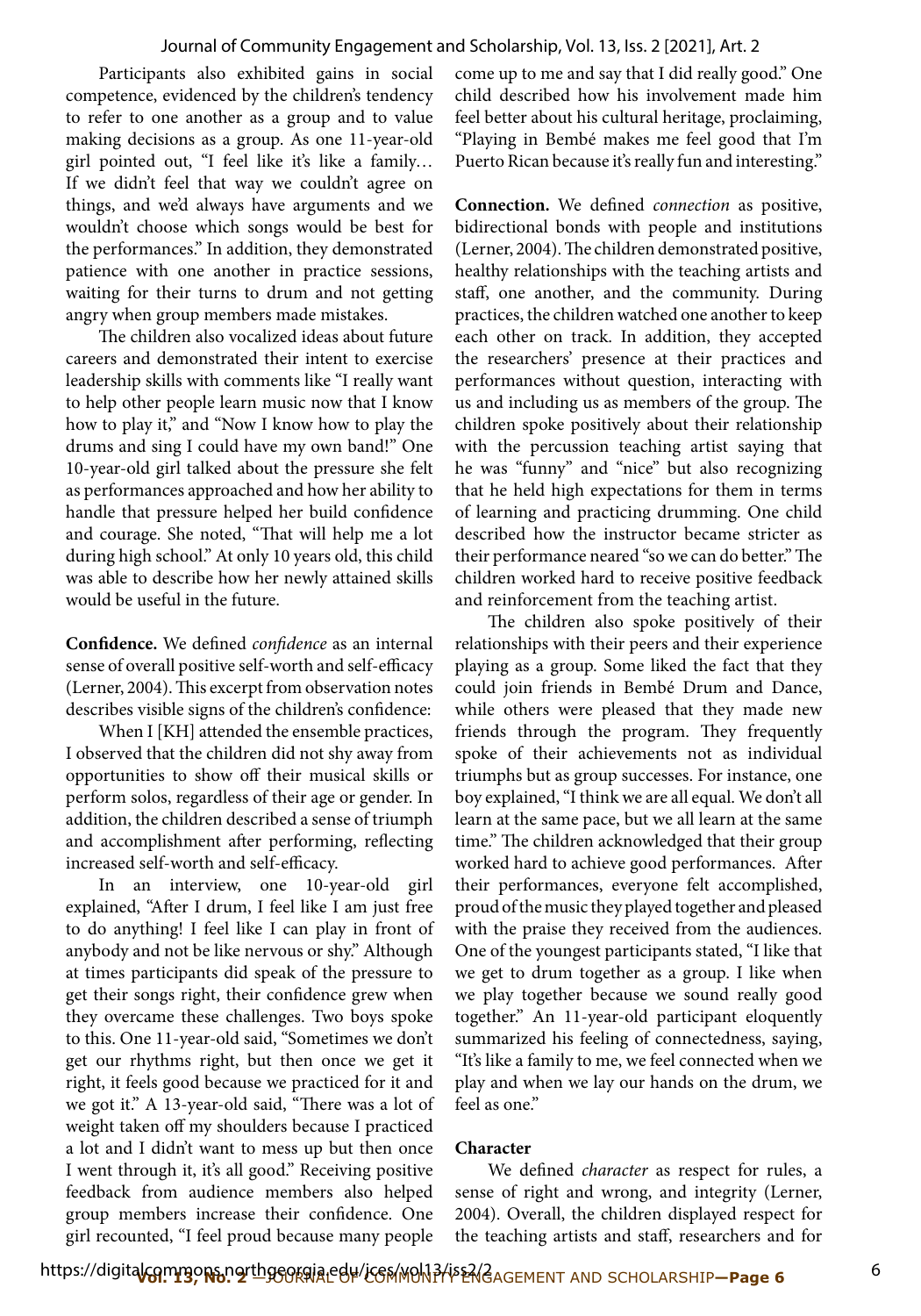Participants also exhibited gains in social competence, evidenced by the children's tendency to refer to one another as a group and to value making decisions as a group. As one 11-year-old girl pointed out, "I feel like it's like a family… If we didn't feel that way we couldn't agree on things, and we'd always have arguments and we wouldn't choose which songs would be best for the performances." In addition, they demonstrated patience with one another in practice sessions, waiting for their turns to drum and not getting angry when group members made mistakes.

The children also vocalized ideas about future careers and demonstrated their intent to exercise leadership skills with comments like "I really want to help other people learn music now that I know how to play it," and "Now I know how to play the drums and sing I could have my own band!" One 10-year-old girl talked about the pressure she felt as performances approached and how her ability to handle that pressure helped her build confidence and courage. She noted, "That will help me a lot during high school." At only 10 years old, this child was able to describe how her newly attained skills would be useful in the future.

**Confidence.** We defined *confidence* as an internal sense of overall positive self-worth and self-efficacy (Lerner, 2004). This excerpt from observation notes describes visible signs of the children's confidence:

When I [KH] attended the ensemble practices, I observed that the children did not shy away from opportunities to show off their musical skills or perform solos, regardless of their age or gender. In addition, the children described a sense of triumph and accomplishment after performing, reflecting increased self-worth and self-efficacy.

In an interview, one 10-year-old girl explained, "After I drum, I feel like I am just free to do anything! I feel like I can play in front of anybody and not be like nervous or shy." Although at times participants did speak of the pressure to get their songs right, their confidence grew when they overcame these challenges. Two boys spoke to this. One 11-year-old said, "Sometimes we don't get our rhythms right, but then once we get it right, it feels good because we practiced for it and we got it." A 13-year-old said, "There was a lot of weight taken off my shoulders because I practiced a lot and I didn't want to mess up but then once I went through it, it's all good." Receiving positive feedback from audience members also helped group members increase their confidence. One girl recounted, "I feel proud because many people come up to me and say that I did really good." One child described how his involvement made him feel better about his cultural heritage, proclaiming, "Playing in Bembé makes me feel good that I'm Puerto Rican because it's really fun and interesting."

**Connection.** We defined *connection* as positive, bidirectional bonds with people and institutions (Lerner, 2004). The children demonstrated positive, healthy relationships with the teaching artists and staff, one another, and the community. During practices, the children watched one another to keep each other on track. In addition, they accepted the researchers' presence at their practices and performances without question, interacting with us and including us as members of the group. The children spoke positively about their relationship with the percussion teaching artist saying that he was "funny" and "nice" but also recognizing that he held high expectations for them in terms of learning and practicing drumming. One child described how the instructor became stricter as their performance neared "so we can do better." The children worked hard to receive positive feedback and reinforcement from the teaching artist.

The children also spoke positively of their relationships with their peers and their experience playing as a group. Some liked the fact that they could join friends in Bembé Drum and Dance, while others were pleased that they made new friends through the program. They frequently spoke of their achievements not as individual triumphs but as group successes. For instance, one boy explained, "I think we are all equal. We don't all learn at the same pace, but we all learn at the same time." The children acknowledged that their group worked hard to achieve good performances. After their performances, everyone felt accomplished, proud of the music they played together and pleased with the praise they received from the audiences. One of the youngest participants stated, "I like that we get to drum together as a group. I like when we play together because we sound really good together." An 11-year-old participant eloquently summarized his feeling of connectedness, saying, "It's like a family to me, we feel connected when we play and when we lay our hands on the drum, we feel as one."

**Character**

We defined *character* as respect for rules, a sense of right and wrong, and integrity (Lerner, 2004). Overall, the children displayed respect for the teaching artists and staff, researchers and for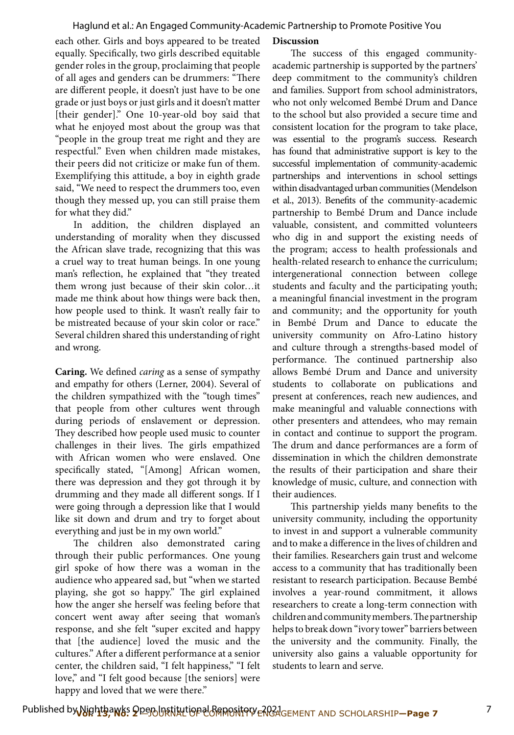each other. Girls and boys appeared to be treated equally. Specifically, two girls described equitable gender roles in the group, proclaiming that people of all ages and genders can be drummers: "There are different people, it doesn't just have to be one grade or just boys or just girls and it doesn't matter [their gender]." One 10-year-old boy said that what he enjoyed most about the group was that "people in the group treat me right and they are respectful." Even when children made mistakes, their peers did not criticize or make fun of them. Exemplifying this attitude, a boy in eighth grade said, "We need to respect the drummers too, even though they messed up, you can still praise them for what they did."

In addition, the children displayed an understanding of morality when they discussed the African slave trade, recognizing that this was a cruel way to treat human beings. In one young man's reflection, he explained that "they treated them wrong just because of their skin color…it made me think about how things were back then, how people used to think. It wasn't really fair to be mistreated because of your skin color or race." Several children shared this understanding of right and wrong.

**Caring.** We defined *caring* as a sense of sympathy and empathy for others (Lerner, 2004). Several of the children sympathized with the "tough times" that people from other cultures went through during periods of enslavement or depression. They described how people used music to counter challenges in their lives. The girls empathized with African women who were enslaved. One specifically stated, "[Among] African women, there was depression and they got through it by drumming and they made all different songs. If I were going through a depression like that I would like sit down and drum and try to forget about everything and just be in my own world."

The children also demonstrated caring through their public performances. One young girl spoke of how there was a woman in the audience who appeared sad, but "when we started playing, she got so happy." The girl explained how the anger she herself was feeling before that concert went away after seeing that woman's response, and she felt "super excited and happy that [the audience] loved the music and the cultures." After a different performance at a senior center, the children said, "I felt happiness," "I felt love," and "I felt good because [the seniors] were happy and loved that we were there."

**Discussion**

The success of this engaged community-academic partnership is supported by the partners' deep commitment to the community's children and families. Support from school administrators, who not only welcomed Bembé Drum and Dance to the school but also provided a secure time and consistent location for the program to take place, was essential to the program's success. Research has found that administrative support is key to the successful implementation of community-academic partnerships and interventions in school settings within disadvantaged urban communities (Mendelson et al., 2013). Benefits of the community-academic partnership to Bembé Drum and Dance include valuable, consistent, and committed volunteers who dig in and support the existing needs of the program; access to health professionals and health-related research to enhance the curriculum; intergenerational connection between college students and faculty and the participating youth; a meaningful financial investment in the program and community; and the opportunity for youth in Bembé Drum and Dance to educate the university community on Afro-Latino history and culture through a strengths-based model of performance. The continued partnership also allows Bembé Drum and Dance and university students to collaborate on publications and present at conferences, reach new audiences, and make meaningful and valuable connections with other presenters and attendees, who may remain in contact and continue to support the program. The drum and dance performances are a form of dissemination in which the children demonstrate the results of their participation and share their knowledge of music, culture, and connection with their audiences.

This partnership yields many benefits to the university community, including the opportunity to invest in and support a vulnerable community and to make a difference in the lives of children and their families. Researchers gain trust and welcome access to a community that has traditionally been resistant to research participation. Because Bembé involves a year-round commitment, it allows researchers to create a long-term connection with children and community members. The partnership helps to break down "ivory tower" barriers between the university and the community. Finally, the university also gains a valuable opportunity for students to learn and serve.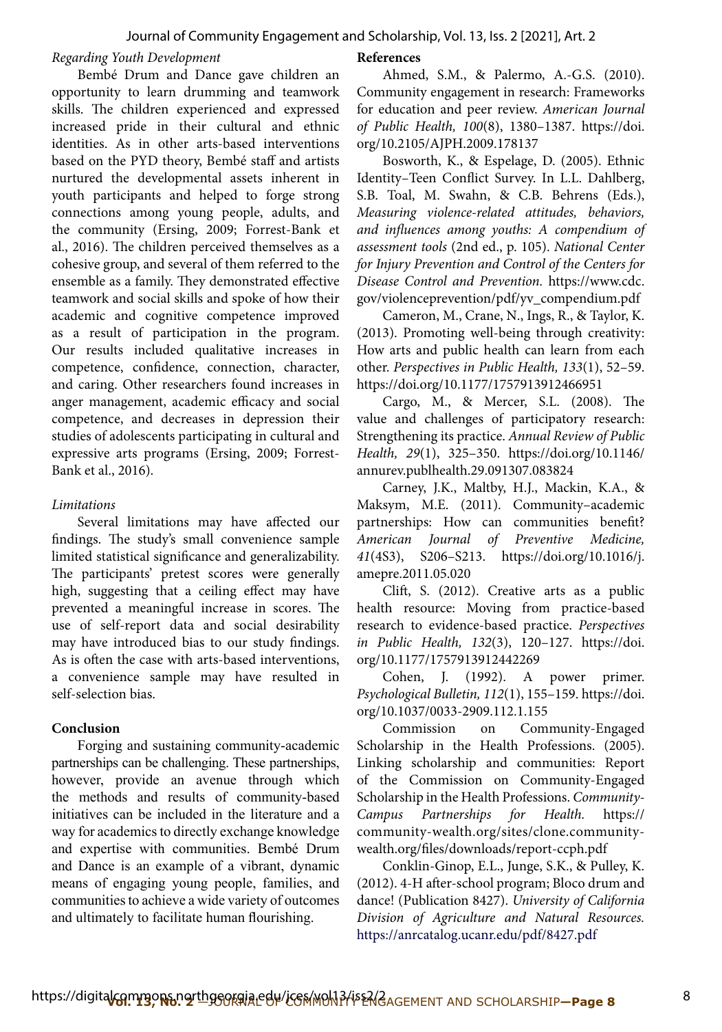*Regarding Youth Development*

Bembé Drum and Dance gave children an opportunity to learn drumming and teamwork skills. The children experienced and expressed increased pride in their cultural and ethnic identities. As in other arts-based interventions based on the PYD theory, Bembé staff and artists nurtured the developmental assets inherent in youth participants and helped to forge strong connections among young people, adults, and the community (Ersing, 2009; Forrest-Bank et al., 2016). The children perceived themselves as a cohesive group, and several of them referred to the ensemble as a family. They demonstrated effective teamwork and social skills and spoke of how their academic and cognitive competence improved as a result of participation in the program. Our results included qualitative increases in competence, confidence, connection, character, and caring. Other researchers found increases in anger management, academic efficacy and social competence, and decreases in depression their studies of adolescents participating in cultural and expressive arts programs (Ersing, 2009; Forrest-Bank et al., 2016).

*Limitations*

Several limitations may have affected our findings. The study's small convenience sample limited statistical significance and generalizability. The participants' pretest scores were generally high, suggesting that a ceiling effect may have prevented a meaningful increase in scores. The use of self-report data and social desirability may have introduced bias to our study findings. As is often the case with arts-based interventions, a convenience sample may have resulted in self-selection bias.

## Conclusion

Forging and sustaining community-academic partnerships can be challenging. These partnerships, however, provide an avenue through which the methods and results of community-based initiatives can be included in the literature and a way for academics to directly exchange knowledge and expertise with communities. Bembé Drum and Dance is an example of a vibrant, dynamic means of engaging young people, families, and communities to achieve a wide variety of outcomes and ultimately to facilitate human flourishing.

## References

Ahmed, S.M., & Palermo, A.-G.S. (2010). Community engagement in research: Frameworks for education and peer review. *American Journal of Public Health, 100*(8), 1380–1387. https://doi.org/10.2105/AJPH.2009.178137

Bosworth, K., & Espelage, D. (2005). Ethnic Identity–Teen Conflict Survey. In L.L. Dahlberg, S.B. Toal, M. Swahn, & C.B. Behrens (Eds.), *Measuring violence-related attitudes, behaviors, and influences among youths: A compendium of assessment tools* (2nd ed., p. 105). *National Center for Injury Prevention and Control of the Centers for Disease Control and Prevention.* https://www.cdc.gov/violenceprevention/pdf/yv_compendium.pdf

Cameron, M., Crane, N., Ings, R., & Taylor, K. (2013). Promoting well-being through creativity: How arts and public health can learn from each other. *Perspectives in Public Health, 133*(1), 52–59. https://doi.org/10.1177/1757913912466951

Cargo, M., & Mercer, S.L. (2008). The value and challenges of participatory research: Strengthening its practice. *Annual Review of Public Health, 29*(1), 325–350. https://doi.org/10.1146/annurev.publhealth.29.091307.083824

Carney, J.K., Maltby, H.J., Mackin, K.A., & Maksym, M.E. (2011). Community–academic partnerships: How can communities benefit? *American Journal of Preventive Medicine, 41*(4S3), S206–S213. https://doi.org/10.1016/j.amepre.2011.05.020

Clift, S. (2012). Creative arts as a public health resource: Moving from practice-based research to evidence-based practice. *Perspectives in Public Health, 132*(3), 120–127. https://doi.org/10.1177/1757913912442269

Cohen, J. (1992). A power primer. *Psychological Bulletin, 112*(1), 155–159. https://doi.org/10.1037/0033-2909.112.1.155

Commission on Community-Engaged Scholarship in the Health Professions. (2005). Linking scholarship and communities: Report of the Commission on Community-Engaged Scholarship in the Health Professions. *Community-Campus Partnerships for Health.* https://community-wealth.org/sites/clone.community-wealth.org/files/downloads/report-ccph.pdf

Conklin-Ginop, E.L., Junge, S.K., & Pulley, K. (2012). 4-H after-school program; Bloco drum and dance! (Publication 8427). *University of California Division of Agriculture and Natural Resources.* https://anrcatalog.ucanr.edu/pdf/8427.pdf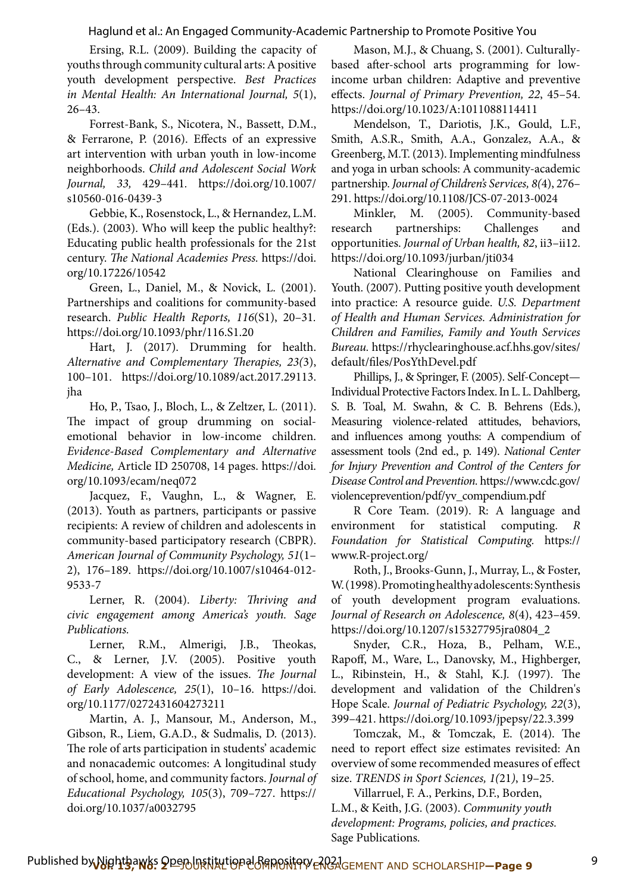Ersing, R.L. (2009). Building the capacity of youths through community cultural arts: A positive youth development perspective. *Best Practices in Mental Health: An International Journal, 5*(1), 26–43.

Forrest-Bank, S., Nicotera, N., Bassett, D.M., & Ferrarone, P. (2016). Effects of an expressive art intervention with urban youth in low-income neighborhoods. *Child and Adolescent Social Work Journal, 33,* 429–441. https://doi.org/10.1007/s10560-016-0439-3

Gebbie, K., Rosenstock, L., & Hernandez, L.M. (Eds.). (2003). Who will keep the public healthy?: Educating public health professionals for the 21st century. *The National Academies Press.* https://doi.org/10.17226/10542

Green, L., Daniel, M., & Novick, L. (2001). Partnerships and coalitions for community-based research. *Public Health Reports, 116*(S1), 20–31. https://doi.org/10.1093/phr/116.S1.20

Hart, J. (2017). Drumming for health. *Alternative and Complementary Therapies, 23(*3), 100–101. https://doi.org/10.1089/act.2017.29113.jha

Ho, P., Tsao, J., Bloch, L., & Zeltzer, L. (2011). The impact of group drumming on social-emotional behavior in low-income children. *Evidence-Based Complementary and Alternative Medicine,* Article ID 250708, 14 pages. https://doi.org/10.1093/ecam/neq072

Jacquez, F., Vaughn, L., & Wagner, E. (2013). Youth as partners, participants or passive recipients: A review of children and adolescents in community-based participatory research (CBPR). *American Journal of Community Psychology, 51*(1–2), 176–189. https://doi.org/10.1007/s10464-012-9533-7

Lerner, R. (2004). *Liberty: Thriving and civic engagement among America's youth. Sage Publications.*

Lerner, R.M., Almerigi, J.B., Theokas, C., & Lerner, J.V. (2005). Positive youth development: A view of the issues. *The Journal of Early Adolescence, 25*(1), 10–16. https://doi.org/10.1177/0272431604273211

Martin, A. J., Mansour, M., Anderson, M., Gibson, R., Liem, G.A.D., & Sudmalis, D. (2013). The role of arts participation in students' academic and nonacademic outcomes: A longitudinal study of school, home, and community factors. *Journal of Educational Psychology, 105*(3), 709–727. https://doi.org/10.1037/a0032795

Mason, M.J., & Chuang, S. (2001). Culturally-based after-school arts programming for low-income urban children: Adaptive and preventive effects. *Journal of Primary Prevention, 22*, 45–54. https://doi.org/10.1023/A:1011088114411

Mendelson, T., Dariotis, J.K., Gould, L.F., Smith, A.S.R., Smith, A.A., Gonzalez, A.A., & Greenberg, M.T. (2013). Implementing mindfulness and yoga in urban schools: A community-academic partnership. *Journal of Children's Services, 8(*4), 276–291. https://doi.org/10.1108/JCS-07-2013-0024

Minkler, M. (2005). Community-based research partnerships: Challenges and opportunities. *Journal of Urban health, 82*, ii3–ii12. https://doi.org/10.1093/jurban/jti034

National Clearinghouse on Families and Youth. (2007). Putting positive youth development into practice: A resource guide. *U.S. Department of Health and Human Services. Administration for Children and Families, Family and Youth Services Bureau.* https://rhyclearinghouse.acf.hhs.gov/sites/default/files/PosYthDevel.pdf

Phillips, J., & Springer, F. (2005). Self-Concept—Individual Protective Factors Index. In L. L. Dahlberg, S. B. Toal, M. Swahn, & C. B. Behrens (Eds.), Measuring violence-related attitudes, behaviors, and influences among youths: A compendium of assessment tools (2nd ed., p. 149). *National Center for Injury Prevention and Control of the Centers for Disease Control and Prevention.* https://www.cdc.gov/violenceprevention/pdf/yv_compendium.pdf

R Core Team. (2019). R: A language and environment for statistical computing. *R Foundation for Statistical Computing.* https://www.R-project.org/

Roth, J., Brooks-Gunn, J., Murray, L., & Foster, W. (1998). Promoting healthy adolescents: Synthesis of youth development program evaluations. *Journal of Research on Adolescence, 8*(4), 423–459. https://doi.org/10.1207/s15327795jra0804_2

Snyder, C.R., Hoza, B., Pelham, W.E., Rapoff, M., Ware, L., Danovsky, M., Highberger, L., Ribinstein, H., & Stahl, K.J. (1997). The development and validation of the Children's Hope Scale. *Journal of Pediatric Psychology, 22*(3), 399–421. https://doi.org/10.1093/jpepsy/22.3.399

Tomczak, M., & Tomczak, E. (2014). The need to report effect size estimates revisited: An overview of some recommended measures of effect size. *TRENDS in Sport Sciences, 1(*21*)*, 19–25.

Villarruel, F. A., Perkins, D.F., Borden, L.M., & Keith, J.G. (2003). *Community youth development: Programs, policies, and practices.* Sage Publications.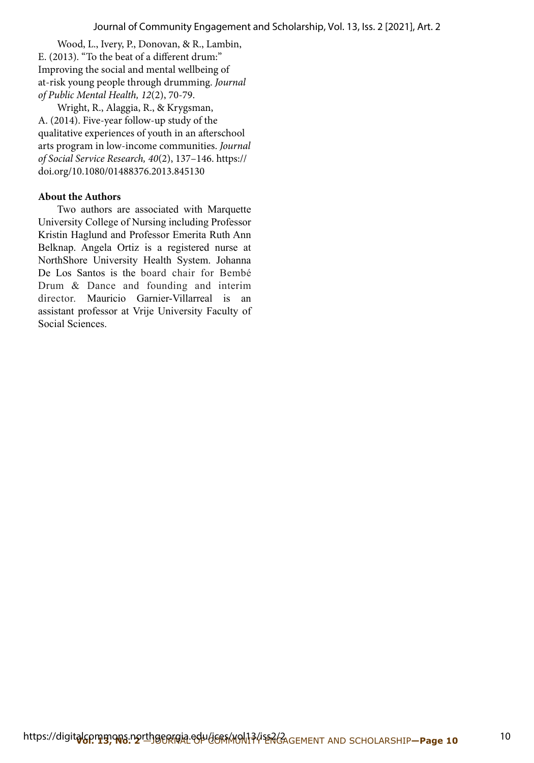Wood, L., Ivery, P., Donovan, & R., Lambin, E. (2013). "To the beat of a different drum:" Improving the social and mental wellbeing of at-risk young people through drumming. *Journal of Public Mental Health, 12*(2), 70-79.

Wright, R., Alaggia, R., & Krygsman, A. (2014). Five-year follow-up study of the qualitative experiences of youth in an afterschool arts program in low-income communities. *Journal of Social Service Research, 40*(2), 137–146. https://doi.org/10.1080/01488376.2013.845130

**About the Authors**

Two authors are associated with Marquette University College of Nursing including Professor Kristin Haglund and Professor Emerita Ruth Ann Belknap. Angela Ortiz is a registered nurse at NorthShore University Health System. Johanna De Los Santos is the board chair for Bembé Drum & Dance and founding and interim director. Mauricio Garnier-Villarreal is an assistant professor at Vrije University Faculty of Social Sciences.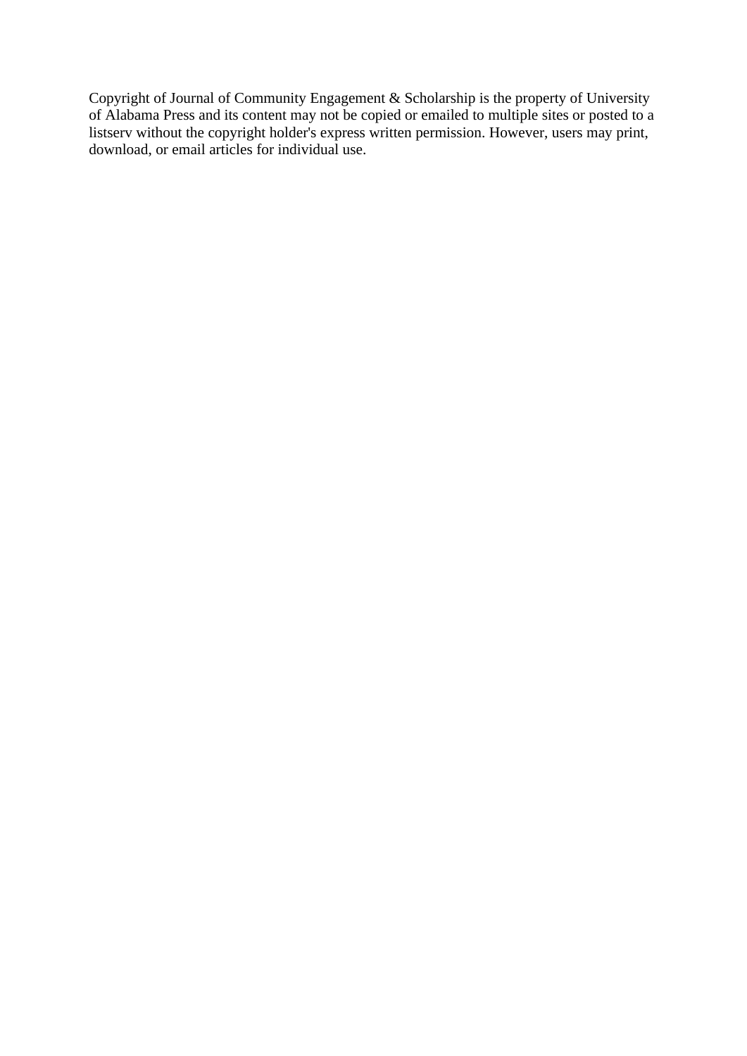Copyright of Journal of Community Engagement & Scholarship is the property of University of Alabama Press and its content may not be copied or emailed to multiple sites or posted to a listserv without the copyright holder's express written permission. However, users may print, download, or email articles for individual use.